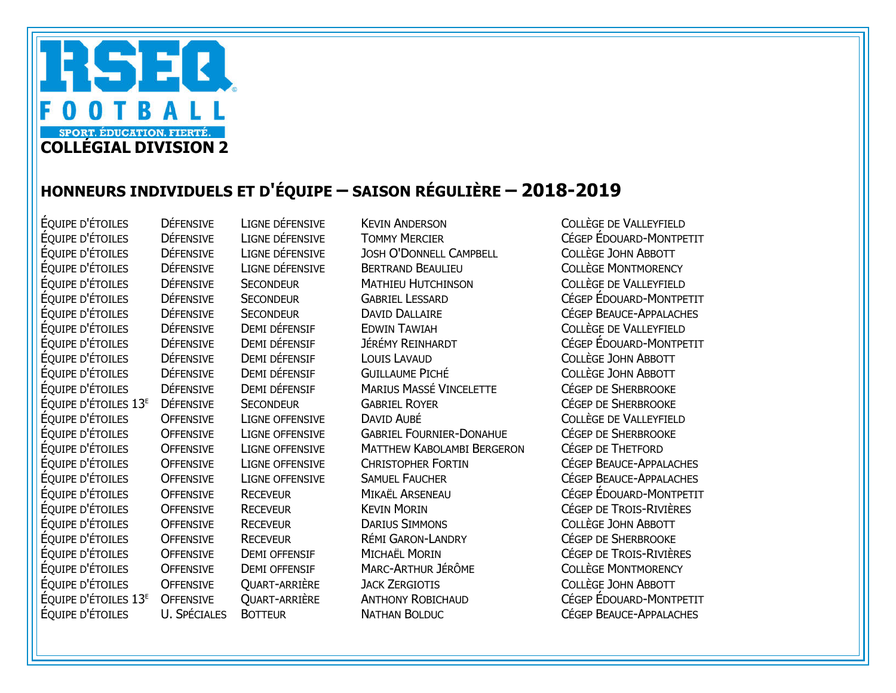# RSEQ FOOTBALL

SPORT. ÉDUCATION. FIERTÉ.

## COLLÉGIAL DIVISION 2

## HONNEURS INDIVIDUELS ET D'ÉQUIPE – SAISON RÉGULIÈRE – 2018-2019

| | | | | |
|---|---|---|---|---|
| Équipe d'étoiles | Défensive | Ligne défensive | Kevin Anderson | Collège de Valleyfield |
| Équipe d'étoiles | Défensive | Ligne défensive | Tommy Mercier | Cégep Édouard-Montpetit |
| Équipe d'étoiles | Défensive | Ligne défensive | Josh O'Donnell Campbell | Collège John Abbott |
| Équipe d'étoiles | Défensive | Ligne défensive | Bertrand Beaulieu | Collège Montmorency |
| Équipe d'étoiles | Défensive | Secondeur | Mathieu Hutchinson | Collège de Valleyfield |
| Équipe d'étoiles | Défensive | Secondeur | Gabriel Lessard | Cégep Édouard-Montpetit |
| Équipe d'étoiles | Défensive | Secondeur | David Dallaire | Cégep Beauce-Appalaches |
| Équipe d'étoiles | Défensive | Demi défensif | Edwin Tawiah | Collège de Valleyfield |
| Équipe d'étoiles | Défensive | Demi défensif | Jérémy Reinhardt | Cégep Édouard-Montpetit |
| Équipe d'étoiles | Défensive | Demi défensif | Louis Lavaud | Collège John Abbott |
| Équipe d'étoiles | Défensive | Demi défensif | Guillaume Piché | Collège John Abbott |
| Équipe d'étoiles | Défensive | Demi défensif | Marius Massé Vincelette | Cégep de Sherbrooke |
| Équipe d'étoiles 13e | Défensive | Secondeur | Gabriel Royer | Cégep de Sherbrooke |
| Équipe d'étoiles | Offensive | Ligne offensive | David Aubé | Collège de Valleyfield |
| Équipe d'étoiles | Offensive | Ligne offensive | Gabriel Fournier-Donahue | Cégep de Sherbrooke |
| Équipe d'étoiles | Offensive | Ligne offensive | Matthew Kabolambi Bergeron | Cégep de Thetford |
| Équipe d'étoiles | Offensive | Ligne offensive | Christopher Fortin | Cégep Beauce-Appalaches |
| Équipe d'étoiles | Offensive | Ligne offensive | Samuel Faucher | Cégep Beauce-Appalaches |
| Équipe d'étoiles | Offensive | Receveur | Mikaël Arseneau | Cégep Édouard-Montpetit |
| Équipe d'étoiles | Offensive | Receveur | Kevin Morin | Cégep de Trois-Rivières |
| Équipe d'étoiles | Offensive | Receveur | Darius Simmons | Collège John Abbott |
| Équipe d'étoiles | Offensive | Receveur | Rémi Garon-Landry | Cégep de Sherbrooke |
| Équipe d'étoiles | Offensive | Demi offensif | Michaël Morin | Cégep de Trois-Rivières |
| Équipe d'étoiles | Offensive | Demi offensif | Marc-Arthur Jérôme | Collège Montmorency |
| Équipe d'étoiles | Offensive | Quart-arrière | Jack Zergiotis | Collège John Abbott |
| Équipe d'étoiles 13e | Offensive | Quart-arrière | Anthony Robichaud | Cégep Édouard-Montpetit |
| Équipe d'étoiles | U. Spéciales | Botteur | Nathan Bolduc | Cégep Beauce-Appalaches |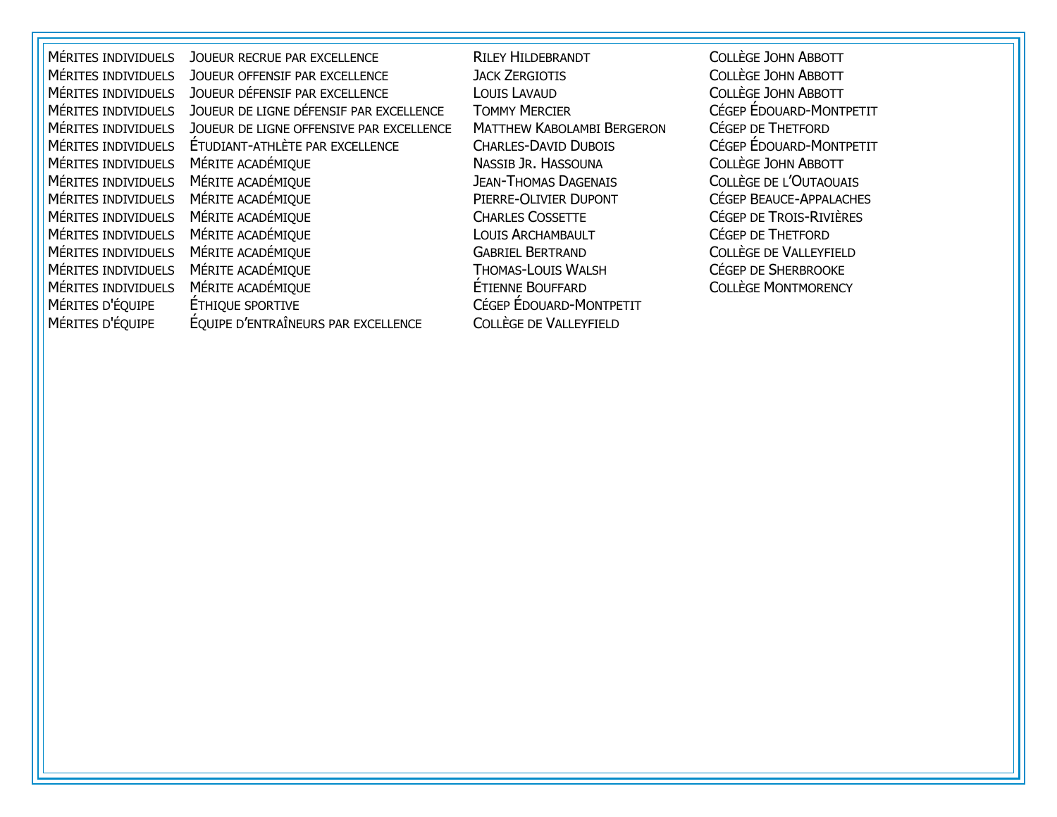| | | | |
|---|---|---|---|
| Mérites individuels | Joueur recrue par excellence | Riley Hildebrandt | Collège John Abbott |
| Mérites individuels | Joueur offensif par excellence | Jack Zergiotis | Collège John Abbott |
| Mérites individuels | Joueur défensif par excellence | Louis Lavaud | Collège John Abbott |
| Mérites individuels | Joueur de ligne défensif par excellence | Tommy Mercier | Cégep Édouard-Montpetit |
| Mérites individuels | Joueur de ligne offensive par excellence | Matthew Kabolambi Bergeron | Cégep de Thetford |
| Mérites individuels | Étudiant-athlète par excellence | Charles-David Dubois | Cégep Édouard-Montpetit |
| Mérites individuels | Mérite académique | Nassib Jr. Hassouna | Collège John Abbott |
| Mérites individuels | Mérite académique | Jean-Thomas Dagenais | Collège de l'Outaouais |
| Mérites individuels | Mérite académique | Pierre-Olivier Dupont | Cégep Beauce-Appalaches |
| Mérites individuels | Mérite académique | Charles Cossette | Cégep de Trois-Rivières |
| Mérites individuels | Mérite académique | Louis Archambault | Cégep de Thetford |
| Mérites individuels | Mérite académique | Gabriel Bertrand | Collège de Valleyfield |
| Mérites individuels | Mérite académique | Thomas-Louis Walsh | Cégep de Sherbrooke |
| Mérites individuels | Mérite académique | Étienne Bouffard | Collège Montmorency |
| Mérites d'équipe | Éthique sportive | Cégep Édouard-Montpetit | |
| Mérites d'équipe | Équipe d'entraîneurs par excellence | Collège de Valleyfield | |